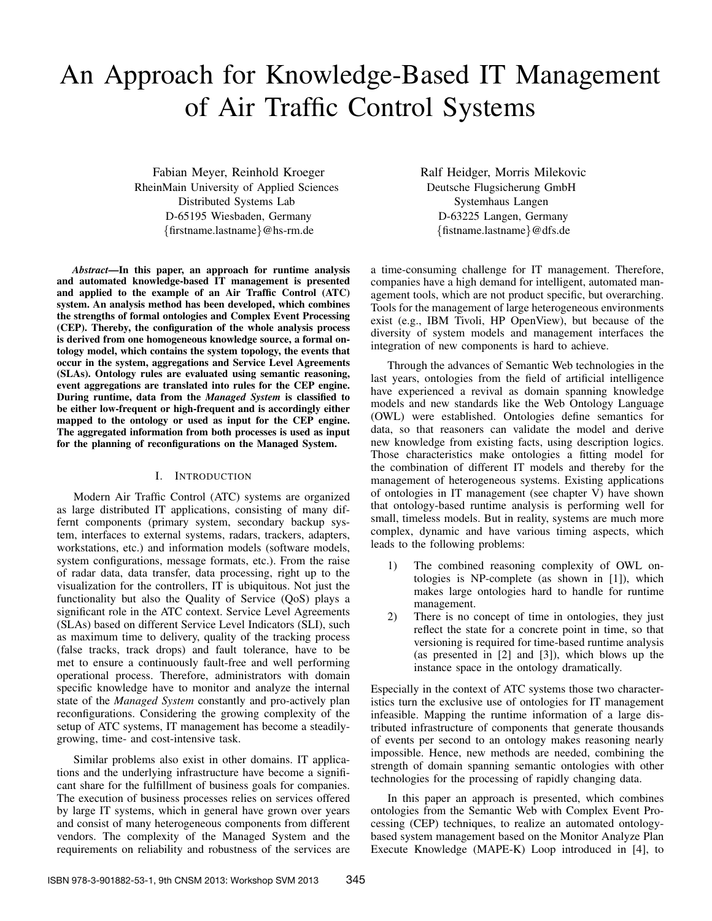# An Approach for Knowledge-Based IT Management of Air Traffic Control Systems

Fabian Meyer, Reinhold Kroeger
RheinMain University of Applied Sciences
Distributed Systems Lab
D-65195 Wiesbaden, Germany
{firstname.lastname}@hs-rm.de

Ralf Heidger, Morris Milekovic
Deutsche Flugsicherung GmbH
Systemhaus Langen
D-63225 Langen, Germany
{fistname.lastname}@dfs.de

***Abstract*—In this paper, an approach for runtime analysis and automated knowledge-based IT management is presented and applied to the example of an Air Traffic Control (ATC) system. An analysis method has been developed, which combines the strengths of formal ontologies and Complex Event Processing (CEP). Thereby, the configuration of the whole analysis process is derived from one homogeneous knowledge source, a formal ontology model, which contains the system topology, the events that occur in the system, aggregations and Service Level Agreements (SLAs). Ontology rules are evaluated using semantic reasoning, event aggregations are translated into rules for the CEP engine. During runtime, data from the *Managed System* is classified to be either low-frequent or high-frequent and is accordingly either mapped to the ontology or used as input for the CEP engine. The aggregated information from both processes is used as input for the planning of reconfigurations on the Managed System.**

## I. Introduction

Modern Air Traffic Control (ATC) systems are organized as large distributed IT applications, consisting of many differnt components (primary system, secondary backup system, interfaces to external systems, radars, trackers, adapters, workstations, etc.) and information models (software models, system configurations, message formats, etc.). From the raise of radar data, data transfer, data processing, right up to the visualization for the controllers, IT is ubiquitous. Not just the functionality but also the Quality of Service (QoS) plays a significant role in the ATC context. Service Level Agreements (SLAs) based on different Service Level Indicators (SLI), such as maximum time to delivery, quality of the tracking process (false tracks, track drops) and fault tolerance, have to be met to ensure a continuously fault-free and well performing operational process. Therefore, administrators with domain specific knowledge have to monitor and analyze the internal state of the *Managed System* constantly and pro-actively plan reconfigurations. Considering the growing complexity of the setup of ATC systems, IT management has become a steadily-growing, time- and cost-intensive task.

Similar problems also exist in other domains. IT applications and the underlying infrastructure have become a significant share for the fulfillment of business goals for companies. The execution of business processes relies on services offered by large IT systems, which in general have grown over years and consist of many heterogeneous components from different vendors. The complexity of the Managed System and the requirements on reliability and robustness of the services are a time-consuming challenge for IT management. Therefore, companies have a high demand for intelligent, automated management tools, which are not product specific, but overarching. Tools for the management of large heterogeneous environments exist (e.g., IBM Tivoli, HP OpenView), but because of the diversity of system models and management interfaces the integration of new components is hard to achieve.

Through the advances of Semantic Web technologies in the last years, ontologies from the field of artificial intelligence have experienced a revival as domain spanning knowledge models and new standards like the Web Ontology Language (OWL) were established. Ontologies define semantics for data, so that reasoners can validate the model and derive new knowledge from existing facts, using description logics. Those characteristics make ontologies a fitting model for the combination of different IT models and thereby for the management of heterogeneous systems. Existing applications of ontologies in IT management (see chapter V) have shown that ontology-based runtime analysis is performing well for small, timeless models. But in reality, systems are much more complex, dynamic and have various timing aspects, which leads to the following problems:

1) The combined reasoning complexity of OWL ontologies is NP-complete (as shown in [1]), which makes large ontologies hard to handle for runtime management.
2) There is no concept of time in ontologies, they just reflect the state for a concrete point in time, so that versioning is required for time-based runtime analysis (as presented in [2] and [3]), which blows up the instance space in the ontology dramatically.

Especially in the context of ATC systems those two characteristics turn the exclusive use of ontologies for IT management infeasible. Mapping the runtime information of a large distributed infrastructure of components that generate thousands of events per second to an ontology makes reasoning nearly impossible. Hence, new methods are needed, combining the strength of domain spanning semantic ontologies with other technologies for the processing of rapidly changing data.

In this paper an approach is presented, which combines ontologies from the Semantic Web with Complex Event Processing (CEP) techniques, to realize an automated ontology-based system management based on the Monitor Analyze Plan Execute Knowledge (MAPE-K) Loop introduced in [4], to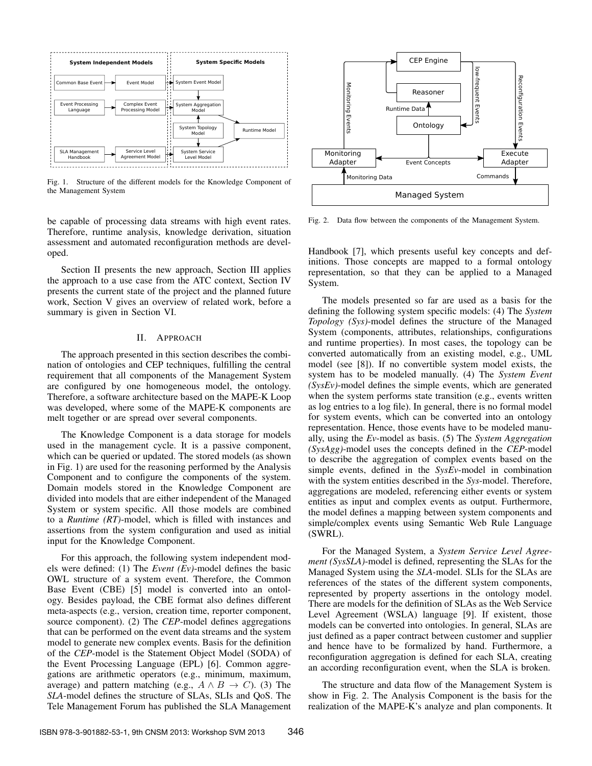Fig. 1. Structure of the different models for the Knowledge Component of the Management System

be capable of processing data streams with high event rates. Therefore, runtime analysis, knowledge derivation, situation assessment and automated reconfiguration methods are developed.

Section II presents the new approach, Section III applies the approach to a use case from the ATC context, Section IV presents the current state of the project and the planned future work, Section V gives an overview of related work, before a summary is given in Section VI.

## II. Approach

The approach presented in this section describes the combination of ontologies and CEP techniques, fulfilling the central requirement that all components of the Management System are configured by one homogeneous model, the ontology. Therefore, a software architecture based on the MAPE-K Loop was developed, where some of the MAPE-K components are melt together or are spread over several components.

The Knowledge Component is a data storage for models used in the management cycle. It is a passive component, which can be queried or updated. The stored models (as shown in Fig. 1) are used for the reasoning performed by the Analysis Component and to configure the components of the system. Domain models stored in the Knowledge Component are divided into models that are either independent of the Managed System or system specific. All those models are combined to a *Runtime (RT)*-model, which is filled with instances and assertions from the system configuration and used as initial input for the Knowledge Component.

For this approach, the following system independent models were defined: (1) The *Event (Ev)*-model defines the basic OWL structure of a system event. Therefore, the Common Base Event (CBE) [5] model is converted into an ontology. Besides payload, the CBE format also defines different meta-aspects (e.g., version, creation time, reporter component, source component). (2) The *CEP*-model defines aggregations that can be performed on the event data streams and the system model to generate new complex events. Basis for the definition of the *CEP*-model is the Statement Object Model (SODA) of the Event Processing Language (EPL) [6]. Common aggregations are arithmetic operators (e.g., minimum, maximum, average) and pattern matching (e.g., $A \wedge B \rightarrow C$). (3) The *SLA*-model defines the structure of SLAs, SLIs and QoS. The Tele Management Forum has published the SLA Management Handbook [7], which presents useful key concepts and definitions. Those concepts are mapped to a formal ontology representation, so that they can be applied to a Managed System.

The models presented so far are used as a basis for the defining the following system specific models: (4) The *System Topology (Sys)*-model defines the structure of the Managed System (components, attributes, relationships, configurations and runtime properties). In most cases, the topology can be converted automatically from an existing model, e.g., UML model (see [8]). If no convertible system model exists, the system has to be modeled manually. (4) The *System Event (SysEv)*-model defines the simple events, which are generated when the system performs state transition (e.g., events written as log entries to a log file). In general, there is no formal model for system events, which can be converted into an ontology representation. Hence, those events have to be modeled manually, using the *Ev*-model as basis. (5) The *System Aggregation (SysAgg)*-model uses the concepts defined in the *CEP*-model to describe the aggregation of complex events based on the simple events, defined in the *SysEv*-model in combination with the system entities described in the *Sys*-model. Therefore, aggregations are modeled, referencing either events or system entities as input and complex events as output. Furthermore, the model defines a mapping between system components and simple/complex events using Semantic Web Rule Language (SWRL).

For the Managed System, a *System Service Level Agreement (SysSLA)*-model is defined, representing the SLAs for the Managed System using the *SLA*-model. SLIs for the SLAs are references of the states of the different system components, represented by property assertions in the ontology model. There are models for the definition of SLAs as the Web Service Level Agreement (WSLA) language [9]. If existent, those models can be converted into ontologies. In general, SLAs are just defined as a paper contract between customer and supplier and hence have to be formalized by hand. Furthermore, a reconfiguration aggregation is defined for each SLA, creating an according reconfiguration event, when the SLA is broken.

Fig. 2. Data flow between the components of the Management System.

The structure and data flow of the Management System is show in Fig. 2. The Analysis Component is the basis for the realization of the MAPE-K's analyze and plan components. It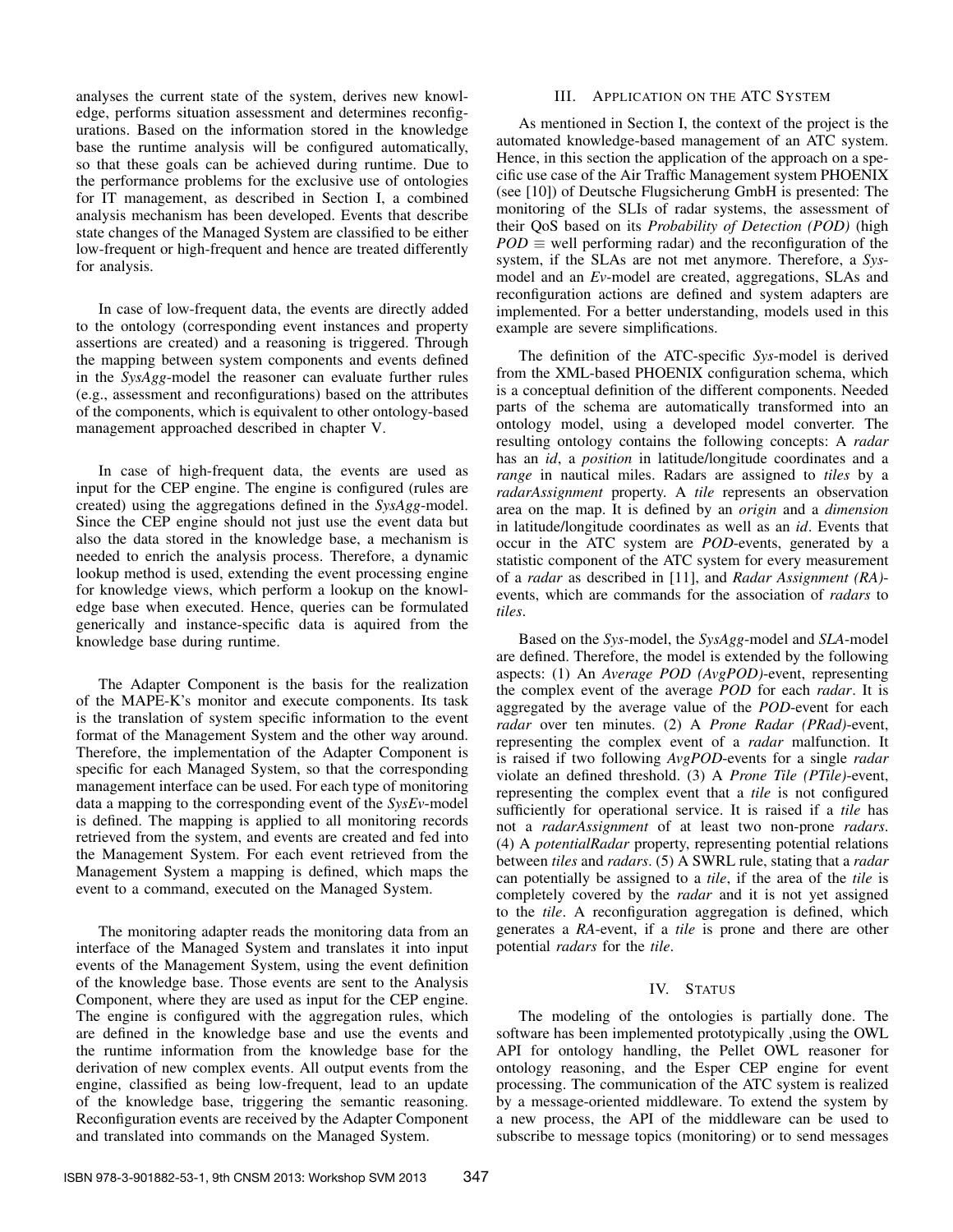analyses the current state of the system, derives new knowledge, performs situation assessment and determines reconfigurations. Based on the information stored in the knowledge base the runtime analysis will be configured automatically, so that these goals can be achieved during runtime. Due to the performance problems for the exclusive use of ontologies for IT management, as described in Section I, a combined analysis mechanism has been developed. Events that describe state changes of the Managed System are classified to be either low-frequent or high-frequent and hence are treated differently for analysis.

In case of low-frequent data, the events are directly added to the ontology (corresponding event instances and property assertions are created) and a reasoning is triggered. Through the mapping between system components and events defined in the *SysAgg*-model the reasoner can evaluate further rules (e.g., assessment and reconfigurations) based on the attributes of the components, which is equivalent to other ontology-based management approached described in chapter V.

In case of high-frequent data, the events are used as input for the CEP engine. The engine is configured (rules are created) using the aggregations defined in the *SysAgg*-model. Since the CEP engine should not just use the event data but also the data stored in the knowledge base, a mechanism is needed to enrich the analysis process. Therefore, a dynamic lookup method is used, extending the event processing engine for knowledge views, which perform a lookup on the knowledge base when executed. Hence, queries can be formulated generically and instance-specific data is aquired from the knowledge base during runtime.

The Adapter Component is the basis for the realization of the MAPE-K's monitor and execute components. Its task is the translation of system specific information to the event format of the Management System and the other way around. Therefore, the implementation of the Adapter Component is specific for each Managed System, so that the corresponding management interface can be used. For each type of monitoring data a mapping to the corresponding event of the *SysEv*-model is defined. The mapping is applied to all monitoring records retrieved from the system, and events are created and fed into the Management System. For each event retrieved from the Management System a mapping is defined, which maps the event to a command, executed on the Managed System.

The monitoring adapter reads the monitoring data from an interface of the Managed System and translates it into input events of the Management System, using the event definition of the knowledge base. Those events are sent to the Analysis Component, where they are used as input for the CEP engine. The engine is configured with the aggregation rules, which are defined in the knowledge base and use the events and the runtime information from the knowledge base for the derivation of new complex events. All output events from the engine, classified as being low-frequent, lead to an update of the knowledge base, triggering the semantic reasoning. Reconfiguration events are received by the Adapter Component and translated into commands on the Managed System.

## III. Application on the ATC System

As mentioned in Section I, the context of the project is the automated knowledge-based management of an ATC system. Hence, in this section the application of the approach on a specific use case of the Air Traffic Management system PHOENIX (see [10]) of Deutsche Flugsicherung GmbH is presented: The monitoring of the SLIs of radar systems, the assessment of their QoS based on its *Probability of Detection (POD)* (high $POD \equiv$ well performing radar) and the reconfiguration of the system, if the SLAs are not met anymore. Therefore, a *Sys*-model and an *Ev*-model are created, aggregations, SLAs and reconfiguration actions are defined and system adapters are implemented. For a better understanding, models used in this example are severe simplifications.

The definition of the ATC-specific *Sys*-model is derived from the XML-based PHOENIX configuration schema, which is a conceptual definition of the different components. Needed parts of the schema are automatically transformed into an ontology model, using a developed model converter. The resulting ontology contains the following concepts: A *radar* has an *id*, a *position* in latitude/longitude coordinates and a *range* in nautical miles. Radars are assigned to *tiles* by a *radarAssignment* property. A *tile* represents an observation area on the map. It is defined by an *origin* and a *dimension* in latitude/longitude coordinates as well as an *id*. Events that occur in the ATC system are *POD*-events, generated by a statistic component of the ATC system for every measurement of a *radar* as described in [11], and *Radar Assignment (RA)*-events, which are commands for the association of *radars* to *tiles*.

Based on the *Sys*-model, the *SysAgg*-model and *SLA*-model are defined. Therefore, the model is extended by the following aspects: (1) An *Average POD (AvgPOD)*-event, representing the complex event of the average *POD* for each *radar*. It is aggregated by the average value of the *POD*-event for each *radar* over ten minutes. (2) A *Prone Radar (PRad)*-event, representing the complex event of a *radar* malfunction. It is raised if two following *AvgPOD*-events for a single *radar* violate an defined threshold. (3) A *Prone Tile (PTile)*-event, representing the complex event that a *tile* is not configured sufficiently for operational service. It is raised if a *tile* has not a *radarAssignment* of at least two non-prone *radars*. (4) A *potentialRadar* property, representing potential relations between *tiles* and *radars*. (5) A SWRL rule, stating that a *radar* can potentially be assigned to a *tile*, if the area of the *tile* is completely covered by the *radar* and it is not yet assigned to the *tile*. A reconfiguration aggregation is defined, which generates a *RA*-event, if a *tile* is prone and there are other potential *radars* for the *tile*.

## IV. Status

The modeling of the ontologies is partially done. The software has been implemented prototypically ,using the OWL API for ontology handling, the Pellet OWL reasoner for ontology reasoning, and the Esper CEP engine for event processing. The communication of the ATC system is realized by a message-oriented middleware. To extend the system by a new process, the API of the middleware can be used to subscribe to message topics (monitoring) or to send messages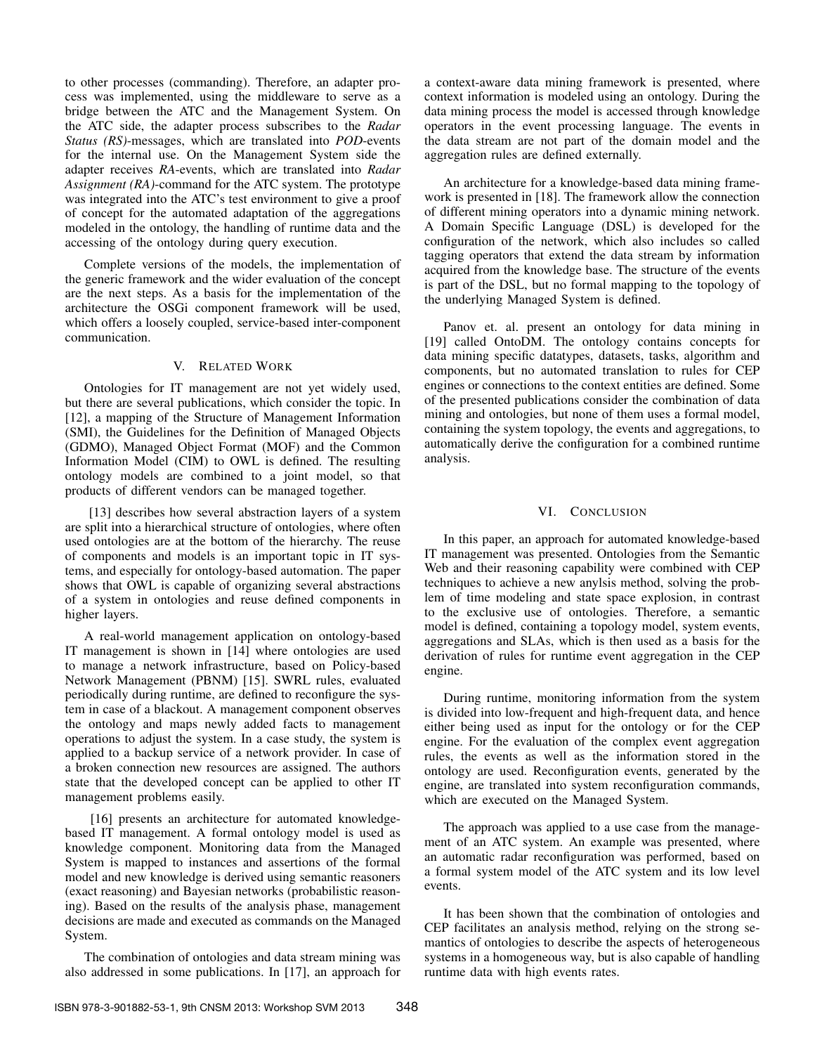to other processes (commanding). Therefore, an adapter process was implemented, using the middleware to serve as a bridge between the ATC and the Management System. On the ATC side, the adapter process subscribes to the *Radar Status (RS)*-messages, which are translated into *POD*-events for the internal use. On the Management System side the adapter receives *RA*-events, which are translated into *Radar Assignment (RA)*-command for the ATC system. The prototype was integrated into the ATC's test environment to give a proof of concept for the automated adaptation of the aggregations modeled in the ontology, the handling of runtime data and the accessing of the ontology during query execution.

Complete versions of the models, the implementation of the generic framework and the wider evaluation of the concept are the next steps. As a basis for the implementation of the architecture the OSGi component framework will be used, which offers a loosely coupled, service-based inter-component communication.

## V. Related Work

Ontologies for IT management are not yet widely used, but there are several publications, which consider the topic. In [12], a mapping of the Structure of Management Information (SMI), the Guidelines for the Definition of Managed Objects (GDMO), Managed Object Format (MOF) and the Common Information Model (CIM) to OWL is defined. The resulting ontology models are combined to a joint model, so that products of different vendors can be managed together.

[13] describes how several abstraction layers of a system are split into a hierarchical structure of ontologies, where often used ontologies are at the bottom of the hierarchy. The reuse of components and models is an important topic in IT systems, and especially for ontology-based automation. The paper shows that OWL is capable of organizing several abstractions of a system in ontologies and reuse defined components in higher layers.

A real-world management application on ontology-based IT management is shown in [14] where ontologies are used to manage a network infrastructure, based on Policy-based Network Management (PBNM) [15]. SWRL rules, evaluated periodically during runtime, are defined to reconfigure the system in case of a blackout. A management component observes the ontology and maps newly added facts to management operations to adjust the system. In a case study, the system is applied to a backup service of a network provider. In case of a broken connection new resources are assigned. The authors state that the developed concept can be applied to other IT management problems easily.

[16] presents an architecture for automated knowledge-based IT management. A formal ontology model is used as knowledge component. Monitoring data from the Managed System is mapped to instances and assertions of the formal model and new knowledge is derived using semantic reasoners (exact reasoning) and Bayesian networks (probabilistic reasoning). Based on the results of the analysis phase, management decisions are made and executed as commands on the Managed System.

The combination of ontologies and data stream mining was also addressed in some publications. In [17], an approach for a context-aware data mining framework is presented, where context information is modeled using an ontology. During the data mining process the model is accessed through knowledge operators in the event processing language. The events in the data stream are not part of the domain model and the aggregation rules are defined externally.

An architecture for a knowledge-based data mining framework is presented in [18]. The framework allow the connection of different mining operators into a dynamic mining network. A Domain Specific Language (DSL) is developed for the configuration of the network, which also includes so called tagging operators that extend the data stream by information acquired from the knowledge base. The structure of the events is part of the DSL, but no formal mapping to the topology of the underlying Managed System is defined.

Panov et. al. present an ontology for data mining in [19] called OntoDM. The ontology contains concepts for data mining specific datatypes, datasets, tasks, algorithm and components, but no automated translation to rules for CEP engines or connections to the context entities are defined. Some of the presented publications consider the combination of data mining and ontologies, but none of them uses a formal model, containing the system topology, the events and aggregations, to automatically derive the configuration for a combined runtime analysis.

## VI. Conclusion

In this paper, an approach for automated knowledge-based IT management was presented. Ontologies from the Semantic Web and their reasoning capability were combined with CEP techniques to achieve a new anylsis method, solving the problem of time modeling and state space explosion, in contrast to the exclusive use of ontologies. Therefore, a semantic model is defined, containing a topology model, system events, aggregations and SLAs, which is then used as a basis for the derivation of rules for runtime event aggregation in the CEP engine.

During runtime, monitoring information from the system is divided into low-frequent and high-frequent data, and hence either being used as input for the ontology or for the CEP engine. For the evaluation of the complex event aggregation rules, the events as well as the information stored in the ontology are used. Reconfiguration events, generated by the engine, are translated into system reconfiguration commands, which are executed on the Managed System.

The approach was applied to a use case from the management of an ATC system. An example was presented, where an automatic radar reconfiguration was performed, based on a formal system model of the ATC system and its low level events.

It has been shown that the combination of ontologies and CEP facilitates an analysis method, relying on the strong semantics of ontologies to describe the aspects of heterogeneous systems in a homogeneous way, but is also capable of handling runtime data with high events rates.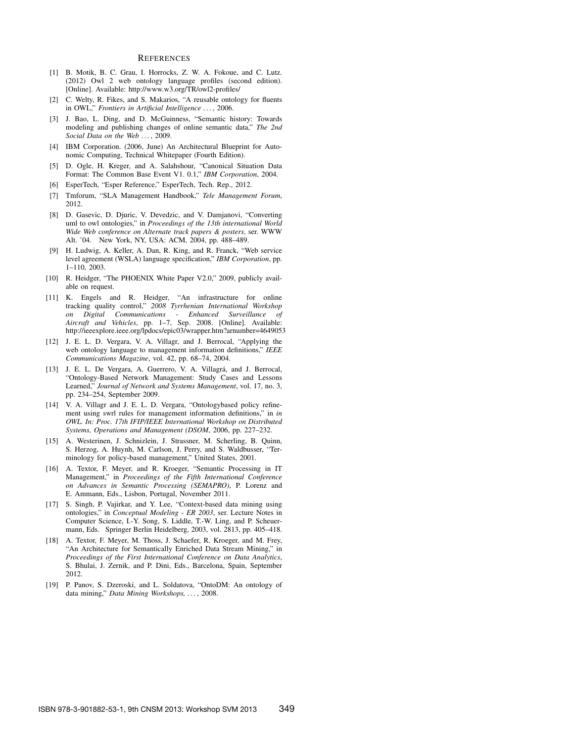## References

[1] B. Motik, B. C. Grau, I. Horrocks, Z. W. A. Fokoue, and C. Lutz. (2012) Owl 2 web ontology language profiles (second edition). [Online]. Available: http://www.w3.org/TR/owl2-profiles/

[2] C. Welty, R. Fikes, and S. Makarios, "A reusable ontology for fluents in OWL," *Frontiers in Artificial Intelligence ...*, 2006.

[3] J. Bao, L. Ding, and D. McGuinness, "Semantic history: Towards modeling and publishing changes of online semantic data," *The 2nd Social Data on the Web ...*, 2009.

[4] IBM Corporation. (2006, June) An Architectural Blueprint for Autonomic Computing, Technical Whitepaper (Fourth Edition).

[5] D. Ogle, H. Kreger, and A. Salahshour, "Canonical Situation Data Format: The Common Base Event V1. 0.1," *IBM Corporation*, 2004.

[6] EsperTech, "Esper Reference," EsperTech, Tech. Rep., 2012.

[7] Tmforum, "SLA Management Handbook," *Tele Management Forum*, 2012.

[8] D. Gasevic, D. Djuric, V. Devedzic, and V. Damjanovi, "Converting uml to owl ontologies," in *Proceedings of the 13th international World Wide Web conference on Alternate track papers & posters*, ser. WWW Alt. '04. New York, NY, USA: ACM, 2004, pp. 488–489.

[9] H. Ludwig, A. Keller, A. Dan, R. King, and R. Franck, "Web service level agreement (WSLA) language specification," *IBM Corporation*, pp. 1–110, 2003.

[10] R. Heidger, "The PHOENIX White Paper V2.0," 2009, publicly available on request.

[11] K. Engels and R. Heidger, "An infrastructure for online tracking quality control," *2008 Tyrrhenian International Workshop on Digital Communications - Enhanced Surveillance of Aircraft and Vehicles*, pp. 1–7, Sep. 2008. [Online]. Available: http://ieeexplore.ieee.org/lpdocs/epic03/wrapper.htm?arnumber=4649053

[12] J. E. L. D. Vergara, V. A. Villagr, and J. Berrocal, "Applying the web ontology language to management information definitions," *IEEE Communications Magazine*, vol. 42, pp. 68–74, 2004.

[13] J. E. L. De Vergara, A. Guerrero, V. A. Villagrá, and J. Berrocal, "Ontology-Based Network Management: Study Cases and Lessons Learned," *Journal of Network and Systems Management*, vol. 17, no. 3, pp. 234–254, September 2009.

[14] V. A. Villagr and J. E. L. D. Vergara, "Ontologybased policy refinement using swrl rules for management information definitions," in *in OWL. In: Proc. 17th IFIP/IEEE International Workshop on Distributed Systems, Operations and Management (DSOM*, 2006, pp. 227–232.

[15] A. Westerinen, J. Schnizlein, J. Strassner, M. Scherling, B. Quinn, S. Herzog, A. Huynh, M. Carlson, J. Perry, and S. Waldbusser, "Terminology for policy-based management," United States, 2001.

[16] A. Textor, F. Meyer, and R. Kroeger, "Semantic Processing in IT Management," in *Proceedings of the Fifth International Conference on Advances in Semantic Processing (SEMAPRO)*, P. Lorenz and E. Ammann, Eds., Lisbon, Portugal, November 2011.

[17] S. Singh, P. Vajirkar, and Y. Lee, "Context-based data mining using ontologies," in *Conceptual Modeling - ER 2003*, ser. Lecture Notes in Computer Science, I.-Y. Song, S. Liddle, T.-W. Ling, and P. Scheuermann, Eds. Springer Berlin Heidelberg, 2003, vol. 2813, pp. 405–418.

[18] A. Textor, F. Meyer, M. Thoss, J. Schaefer, R. Kroeger, and M. Frey, "An Architecture for Semantically Enriched Data Stream Mining," in *Proceedings of the First International Conference on Data Analytics*, S. Bhulai, J. Zernik, and P. Dini, Eds., Barcelona, Spain, September 2012.

[19] P. Panov, S. Dzeroski, and L. Soldatova, "OntoDM: An ontology of data mining," *Data Mining Workshops, ...*, 2008.